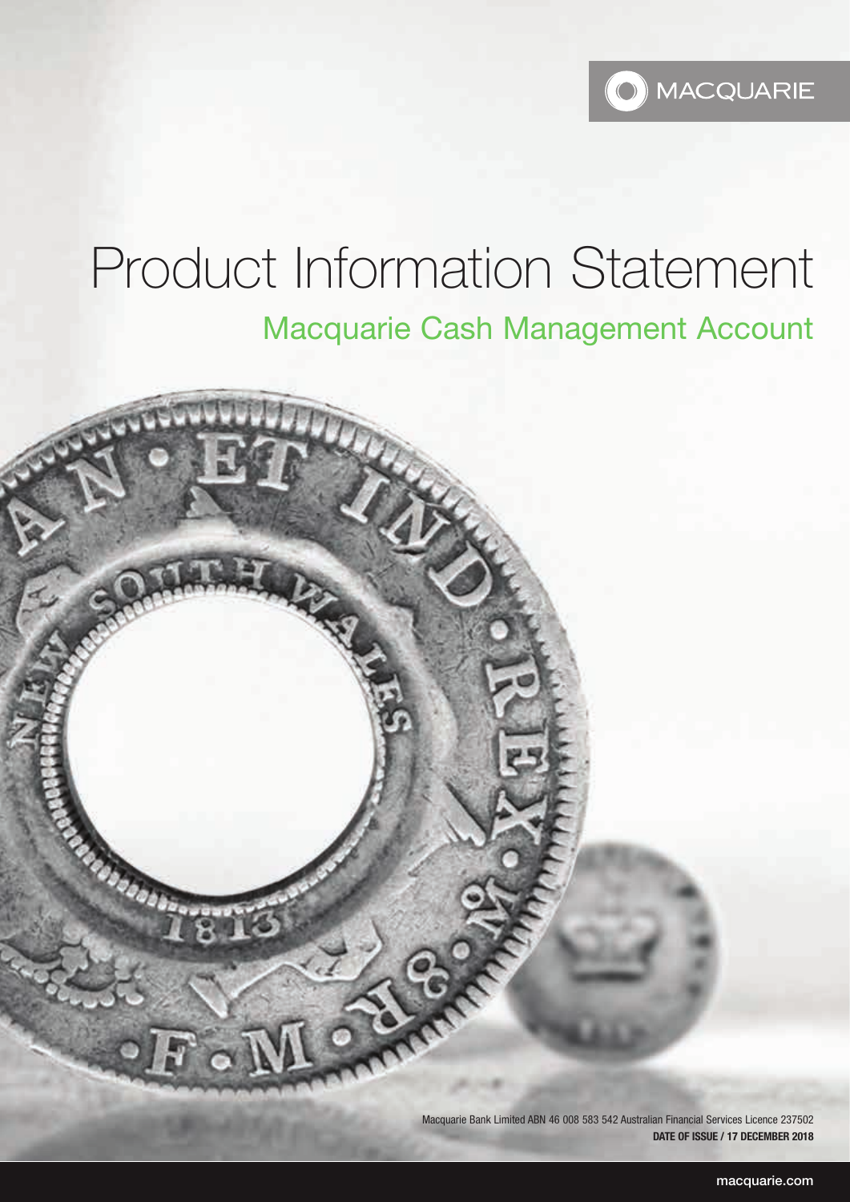MACQUARIE

# Product Information Statement

## Macquarie Cash Management Account

Macquarie Bank Limited ABN 46 008 583 542 Australian Financial Services Licence 237502

**DATE OF ISSUE / 17 DECEMBER 2018**

macquarie.com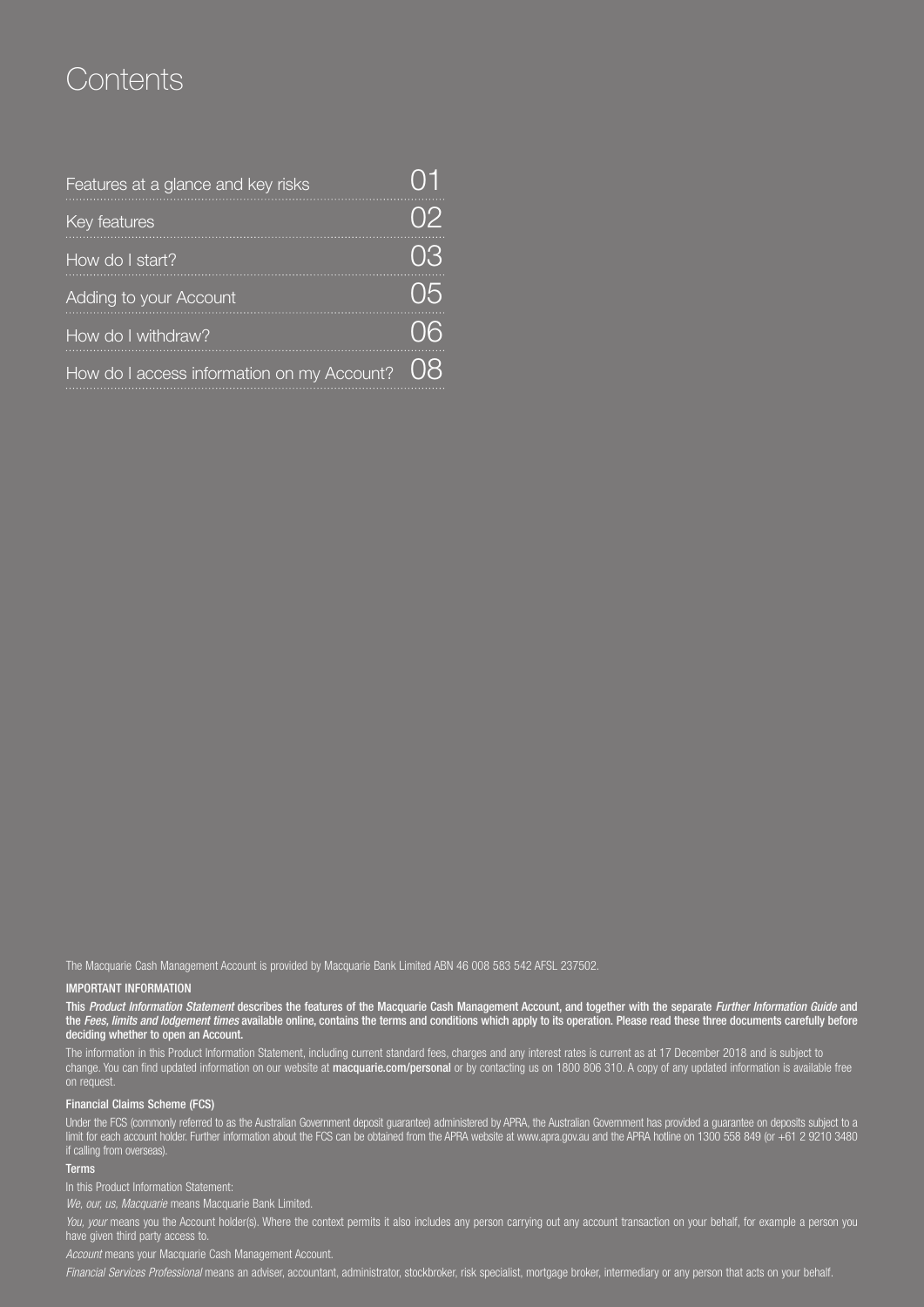# Contents

| | |
|---|---|
| Features at a glance and key risks | 01 |
| Key features | 02 |
| How do I start? | 03 |
| Adding to your Account | 05 |
| How do I withdraw? | 06 |
| How do I access information on my Account? | 08 |

The Macquarie Cash Management Account is provided by Macquarie Bank Limited ABN 46 008 583 542 AFSL 237502.

**IMPORTANT INFORMATION**

**This *Product Information Statement* describes the features of the Macquarie Cash Management Account, and together with the separate *Further Information Guide* and the *Fees, limits and lodgement times* available online, contains the terms and conditions which apply to its operation. Please read these three documents carefully before deciding whether to open an Account.**

The information in this Product Information Statement, including current standard fees, charges and any interest rates is current as at 17 December 2018 and is subject to change. You can find updated information on our website at **macquarie.com/personal** or by contacting us on 1800 806 310. A copy of any updated information is available free on request.

**Financial Claims Scheme (FCS)**

Under the FCS (commonly referred to as the Australian Government deposit guarantee) administered by APRA, the Australian Government has provided a guarantee on deposits subject to a limit for each account holder. Further information about the FCS can be obtained from the APRA website at www.apra.gov.au and the APRA hotline on 1300 558 849 (or +61 2 9210 3480 if calling from overseas).

**Terms**

In this Product Information Statement:

*We, our, us, Macquarie* means Macquarie Bank Limited.

*You, your* means you the Account holder(s). Where the context permits it also includes any person carrying out any account transaction on your behalf, for example a person you have given third party access to.

*Account* means your Macquarie Cash Management Account.

*Financial Services Professional* means an adviser, accountant, administrator, stockbroker, risk specialist, mortgage broker, intermediary or any person that acts on your behalf.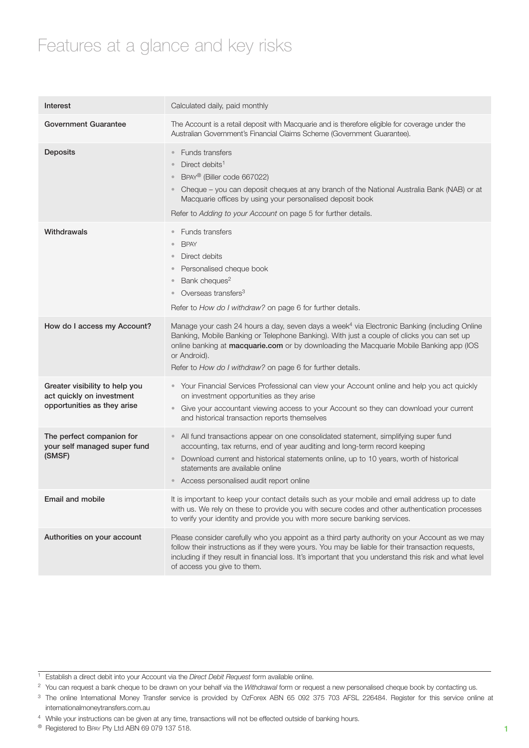# Features at a glance and key risks

| | |
|---|---|
| **Interest** | Calculated daily, paid monthly |
| **Government Guarantee** | The Account is a retail deposit with Macquarie and is therefore eligible for coverage under the Australian Government's Financial Claims Scheme (Government Guarantee). |
| **Deposits** | • Funds transfers<br>• Direct debits[1]<br>• BPAY® (Biller code 667022)<br>• Cheque – you can deposit cheques at any branch of the National Australia Bank (NAB) or at Macquarie offices by using your personalised deposit book<br>Refer to *Adding to your Account* on page 5 for further details. |
| **Withdrawals** | • Funds transfers<br>• BPAY<br>• Direct debits<br>• Personalised cheque book<br>• Bank cheques[2]<br>• Overseas transfers[3]<br>Refer to *How do I withdraw?* on page 6 for further details. |
| **How do I access my Account?** | Manage your cash 24 hours a day, seven days a week[4] via Electronic Banking (including Online Banking, Mobile Banking or Telephone Banking). With just a couple of clicks you can set up online banking at **macquarie.com** or by downloading the Macquarie Mobile Banking app (IOS or Android).<br>Refer to *How do I withdraw?* on page 6 for further details. |
| **Greater visibility to help you act quickly on investment opportunities as they arise** | • Your Financial Services Professional can view your Account online and help you act quickly on investment opportunities as they arise<br>• Give your accountant viewing access to your Account so they can download your current and historical transaction reports themselves |
| **The perfect companion for your self managed super fund (SMSF)** | • All fund transactions appear on one consolidated statement, simplifying super fund accounting, tax returns, end of year auditing and long-term record keeping<br>• Download current and historical statements online, up to 10 years, worth of historical statements are available online<br>• Access personalised audit report online |
| **Email and mobile** | It is important to keep your contact details such as your mobile and email address up to date with us. We rely on these to provide you with secure codes and other authentication processes to verify your identity and provide you with more secure banking services. |
| **Authorities on your account** | Please consider carefully who you appoint as a third party authority on your Account as we may follow their instructions as if they were yours. You may be liable for their transaction requests, including if they result in financial loss. It's important that you understand this risk and what level of access you give to them. |

[1] Establish a direct debit into your Account via the *Direct Debit Request* form available online.

[2] You can request a bank cheque to be drawn on your behalf via the *Withdrawal* form or request a new personalised cheque book by contacting us.

[3] The online International Money Transfer service is provided by OzForex ABN 65 092 375 703 AFSL 226484. Register for this service online at internationalmoneytransfers.com.au

[4] While your instructions can be given at any time, transactions will not be effected outside of banking hours.

® Registered to BPAY Pty Ltd ABN 69 079 137 518.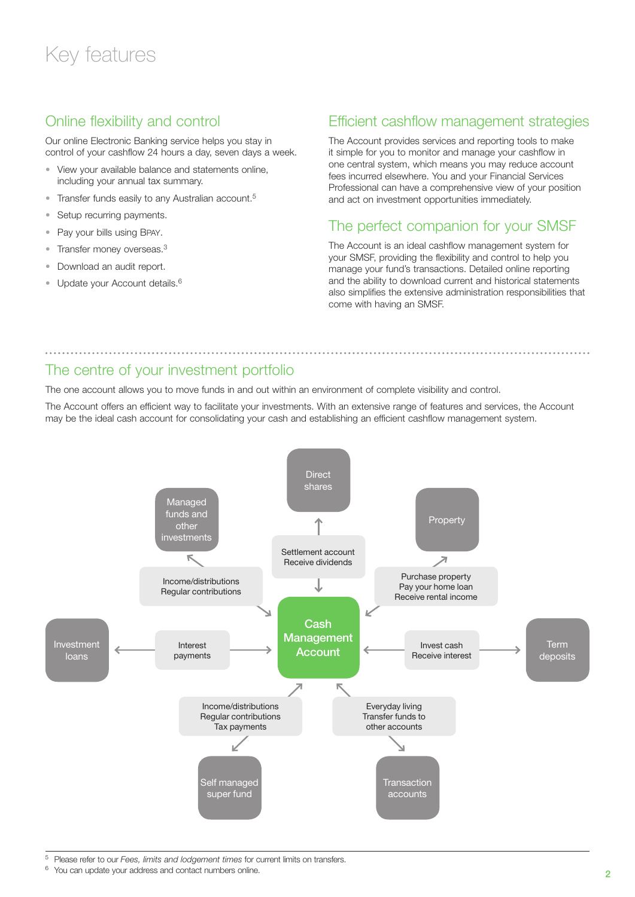# Key features

## Online flexibility and control

Our online Electronic Banking service helps you stay in control of your cashflow 24 hours a day, seven days a week.

- View your available balance and statements online, including your annual tax summary.
- Transfer funds easily to any Australian account.[5]
- Setup recurring payments.
- Pay your bills using BPAY.
- Transfer money overseas.[3]
- Download an audit report.
- Update your Account details.[6]

## Efficient cashflow management strategies

The Account provides services and reporting tools to make it simple for you to monitor and manage your cashflow in one central system, which means you may reduce account fees incurred elsewhere. You and your Financial Services Professional can have a comprehensive view of your position and act on investment opportunities immediately.

## The perfect companion for your SMSF

The Account is an ideal cashflow management system for your SMSF, providing the flexibility and control to help you manage your fund's transactions. Detailed online reporting and the ability to download current and historical statements also simplifies the extensive administration responsibilities that come with having an SMSF.

## The centre of your investment portfolio

The one account allows you to move funds in and out within an environment of complete visibility and control.

The Account offers an efficient way to facilitate your investments. With an extensive range of features and services, the Account may be the ideal cash account for consolidating your cash and establishing an efficient cashflow management system.

**Cash Management Account**

- Direct shares – Settlement account, Receive dividends
- Managed funds and other investments – Income/distributions, Regular contributions
- Property – Purchase property, Pay your home loan, Receive rental income
- Investment loans – Interest payments
- Term deposits – Invest cash, Receive interest
- Self managed super fund – Income/distributions, Regular contributions, Tax payments
- Transaction accounts – Everyday living, Transfer funds to other accounts

---

[5] Please refer to our *Fees, limits and lodgement times* for current limits on transfers.

[6] You can update your address and contact numbers online.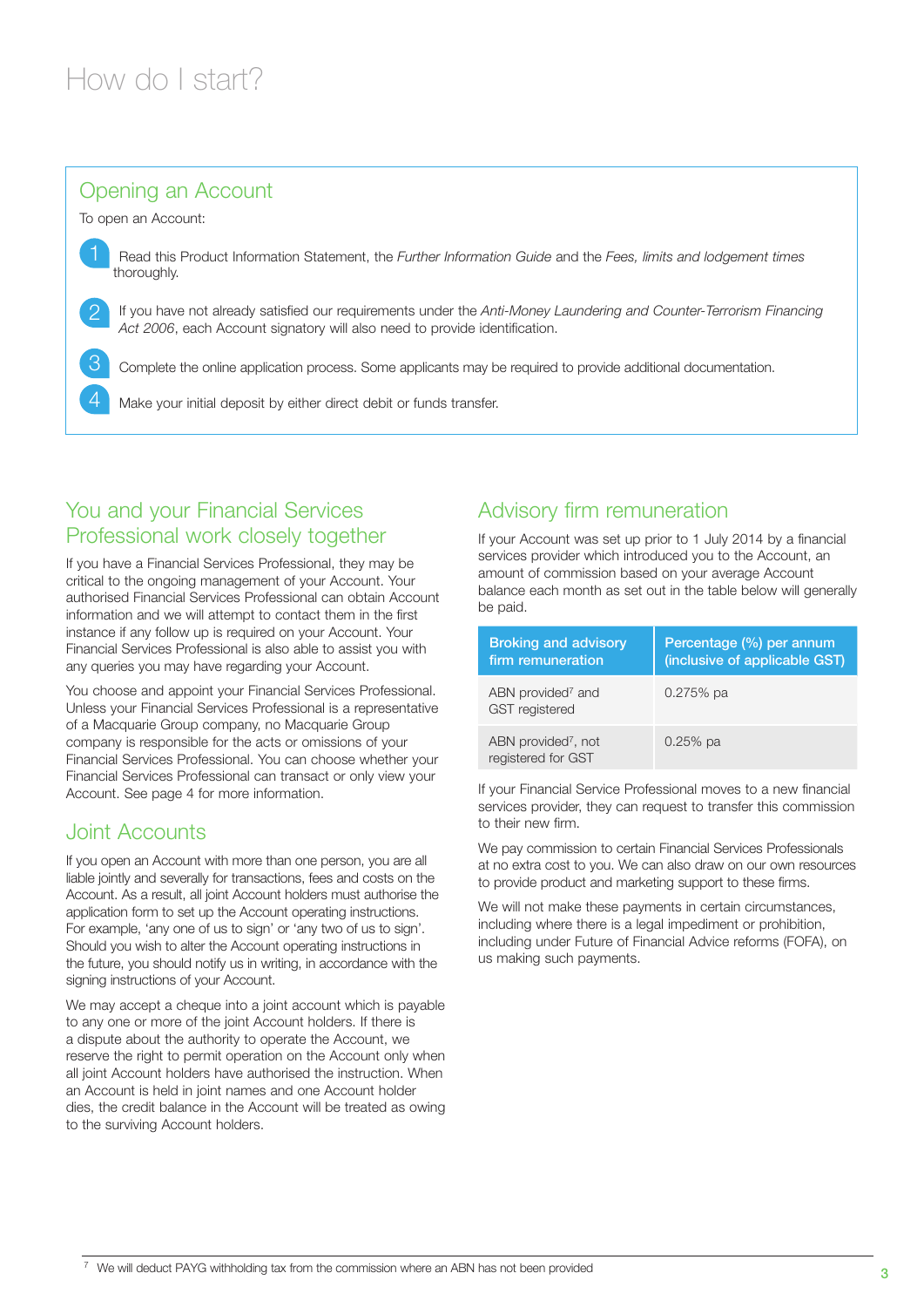# How do I start?

## Opening an Account

To open an Account:

1. Read this Product Information Statement, the *Further Information Guide* and the *Fees, limits and lodgement times* thoroughly.
2. If you have not already satisfied our requirements under the *Anti-Money Laundering and Counter-Terrorism Financing Act 2006*, each Account signatory will also need to provide identification.
3. Complete the online application process. Some applicants may be required to provide additional documentation.
4. Make your initial deposit by either direct debit or funds transfer.

## You and your Financial Services Professional work closely together

If you have a Financial Services Professional, they may be critical to the ongoing management of your Account. Your authorised Financial Services Professional can obtain Account information and we will attempt to contact them in the first instance if any follow up is required on your Account. Your Financial Services Professional is also able to assist you with any queries you may have regarding your Account.

You choose and appoint your Financial Services Professional. Unless your Financial Services Professional is a representative of a Macquarie Group company, no Macquarie Group company is responsible for the acts or omissions of your Financial Services Professional. You can choose whether your Financial Services Professional can transact or only view your Account. See page 4 for more information.

## Joint Accounts

If you open an Account with more than one person, you are all liable jointly and severally for transactions, fees and costs on the Account. As a result, all joint Account holders must authorise the application form to set up the Account operating instructions. For example, 'any one of us to sign' or 'any two of us to sign'. Should you wish to alter the Account operating instructions in the future, you should notify us in writing, in accordance with the signing instructions of your Account.

We may accept a cheque into a joint account which is payable to any one or more of the joint Account holders. If there is a dispute about the authority to operate the Account, we reserve the right to permit operation on the Account only when all joint Account holders have authorised the instruction. When an Account is held in joint names and one Account holder dies, the credit balance in the Account will be treated as owing to the surviving Account holders.

## Advisory firm remuneration

If your Account was set up prior to 1 July 2014 by a financial services provider which introduced you to the Account, an amount of commission based on your average Account balance each month as set out in the table below will generally be paid.

| Broking and advisory firm remuneration | Percentage (%) per annum (inclusive of applicable GST) |
|---|---|
| ABN provided[7] and GST registered | 0.275% pa |
| ABN provided[7], not registered for GST | 0.25% pa |

If your Financial Service Professional moves to a new financial services provider, they can request to transfer this commission to their new firm.

We pay commission to certain Financial Services Professionals at no extra cost to you. We can also draw on our own resources to provide product and marketing support to these firms.

We will not make these payments in certain circumstances, including where there is a legal impediment or prohibition, including under Future of Financial Advice reforms (FOFA), on us making such payments.

---

[7] We will deduct PAYG withholding tax from the commission where an ABN has not been provided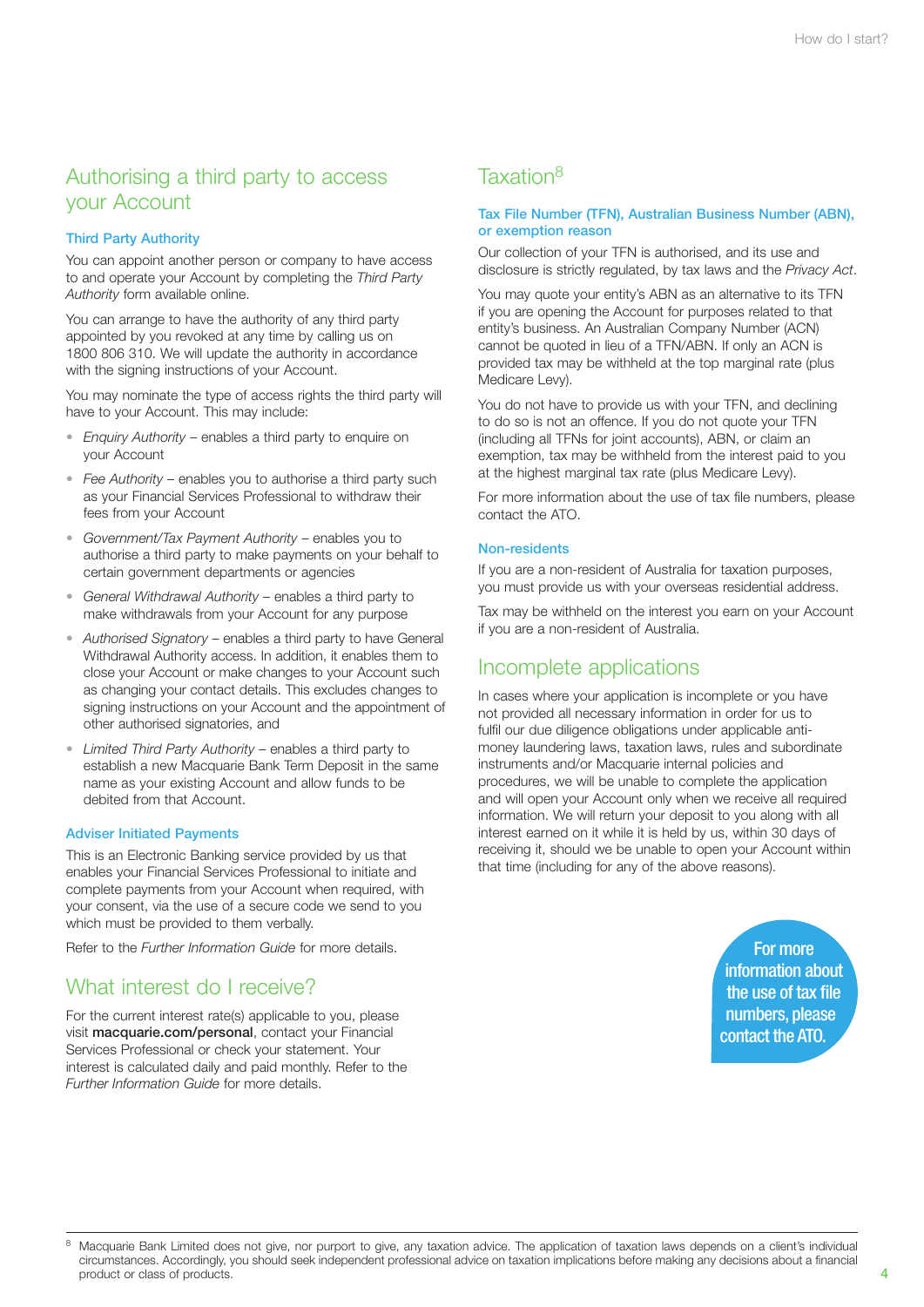## Authorising a third party to access your Account

### Third Party Authority

You can appoint another person or company to have access to and operate your Account by completing the *Third Party Authority* form available online.

You can arrange to have the authority of any third party appointed by you revoked at any time by calling us on 1800 806 310. We will update the authority in accordance with the signing instructions of your Account.

You may nominate the type of access rights the third party will have to your Account. This may include:

- *Enquiry Authority* – enables a third party to enquire on your Account
- *Fee Authority* – enables you to authorise a third party such as your Financial Services Professional to withdraw their fees from your Account
- *Government/Tax Payment Authority* – enables you to authorise a third party to make payments on your behalf to certain government departments or agencies
- *General Withdrawal Authority* – enables a third party to make withdrawals from your Account for any purpose
- *Authorised Signatory* – enables a third party to have General Withdrawal Authority access. In addition, it enables them to close your Account or make changes to your Account such as changing your contact details. This excludes changes to signing instructions on your Account and the appointment of other authorised signatories, and
- *Limited Third Party Authority* – enables a third party to establish a new Macquarie Bank Term Deposit in the same name as your existing Account and allow funds to be debited from that Account.

### Adviser Initiated Payments

This is an Electronic Banking service provided by us that enables your Financial Services Professional to initiate and complete payments from your Account when required, with your consent, via the use of a secure code we send to you which must be provided to them verbally.

Refer to the *Further Information Guide* for more details.

## What interest do I receive?

For the current interest rate(s) applicable to you, please visit **macquarie.com/personal**, contact your Financial Services Professional or check your statement. Your interest is calculated daily and paid monthly. Refer to the *Further Information Guide* for more details.

## Taxation[8]

### Tax File Number (TFN), Australian Business Number (ABN), or exemption reason

Our collection of your TFN is authorised, and its use and disclosure is strictly regulated, by tax laws and the *Privacy Act*.

You may quote your entity's ABN as an alternative to its TFN if you are opening the Account for purposes related to that entity's business. An Australian Company Number (ACN) cannot be quoted in lieu of a TFN/ABN. If only an ACN is provided tax may be withheld at the top marginal rate (plus Medicare Levy).

You do not have to provide us with your TFN, and declining to do so is not an offence. If you do not quote your TFN (including all TFNs for joint accounts), ABN, or claim an exemption, tax may be withheld from the interest paid to you at the highest marginal tax rate (plus Medicare Levy).

For more information about the use of tax file numbers, please contact the ATO.

### Non-residents

If you are a non-resident of Australia for taxation purposes, you must provide us with your overseas residential address.

Tax may be withheld on the interest you earn on your Account if you are a non-resident of Australia.

## Incomplete applications

In cases where your application is incomplete or you have not provided all necessary information in order for us to fulfil our due diligence obligations under applicable anti-money laundering laws, taxation laws, rules and subordinate instruments and/or Macquarie internal policies and procedures, we will be unable to complete the application and will open your Account only when we receive all required information. We will return your deposit to you along with all interest earned on it while it is held by us, within 30 days of receiving it, should we be unable to open your Account within that time (including for any of the above reasons).

**For more information about the use of tax file numbers, please contact the ATO.**

[8] Macquarie Bank Limited does not give, nor purport to give, any taxation advice. The application of taxation laws depends on a client's individual circumstances. Accordingly, you should seek independent professional advice on taxation implications before making any decisions about a financial product or class of products.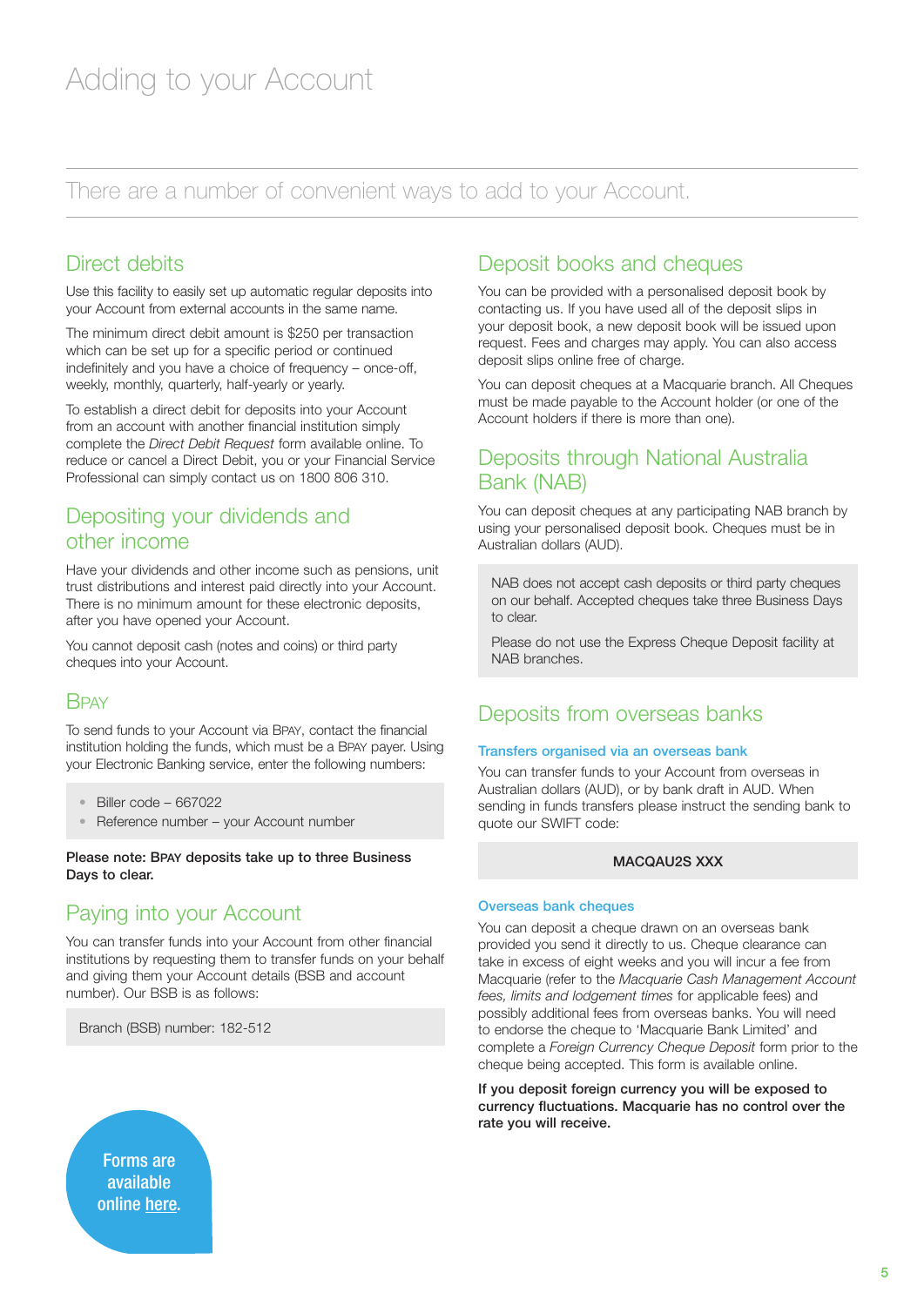# Adding to your Account

There are a number of convenient ways to add to your Account.

## Direct debits

Use this facility to easily set up automatic regular deposits into your Account from external accounts in the same name.

The minimum direct debit amount is $250 per transaction which can be set up for a specific period or continued indefinitely and you have a choice of frequency – once-off, weekly, monthly, quarterly, half-yearly or yearly.

To establish a direct debit for deposits into your Account from an account with another financial institution simply complete the *Direct Debit Request* form available online. To reduce or cancel a Direct Debit, you or your Financial Service Professional can simply contact us on 1800 806 310.

## Depositing your dividends and other income

Have your dividends and other income such as pensions, unit trust distributions and interest paid directly into your Account. There is no minimum amount for these electronic deposits, after you have opened your Account.

You cannot deposit cash (notes and coins) or third party cheques into your Account.

## BPAY

To send funds to your Account via BPAY, contact the financial institution holding the funds, which must be a BPAY payer. Using your Electronic Banking service, enter the following numbers:

- Biller code – 667022
- Reference number – your Account number

**Please note: BPAY deposits take up to three Business Days to clear.**

## Paying into your Account

You can transfer funds into your Account from other financial institutions by requesting them to transfer funds on your behalf and giving them your Account details (BSB and account number). Our BSB is as follows:

Branch (BSB) number: 182-512

Forms are available online here.

## Deposit books and cheques

You can be provided with a personalised deposit book by contacting us. If you have used all of the deposit slips in your deposit book, a new deposit book will be issued upon request. Fees and charges may apply. You can also access deposit slips online free of charge.

You can deposit cheques at a Macquarie branch. All Cheques must be made payable to the Account holder (or one of the Account holders if there is more than one).

## Deposits through National Australia Bank (NAB)

You can deposit cheques at any participating NAB branch by using your personalised deposit book. Cheques must be in Australian dollars (AUD).

NAB does not accept cash deposits or third party cheques on our behalf. Accepted cheques take three Business Days to clear.

Please do not use the Express Cheque Deposit facility at NAB branches.

## Deposits from overseas banks

### Transfers organised via an overseas bank

You can transfer funds to your Account from overseas in Australian dollars (AUD), or by bank draft in AUD. When sending in funds transfers please instruct the sending bank to quote our SWIFT code:

**MACQAU2S XXX**

### Overseas bank cheques

You can deposit a cheque drawn on an overseas bank provided you send it directly to us. Cheque clearance can take in excess of eight weeks and you will incur a fee from Macquarie (refer to the *Macquarie Cash Management Account fees, limits and lodgement times* for applicable fees) and possibly additional fees from overseas banks. You will need to endorse the cheque to 'Macquarie Bank Limited' and complete a *Foreign Currency Cheque Deposit* form prior to the cheque being accepted. This form is available online.

**If you deposit foreign currency you will be exposed to currency fluctuations. Macquarie has no control over the rate you will receive.**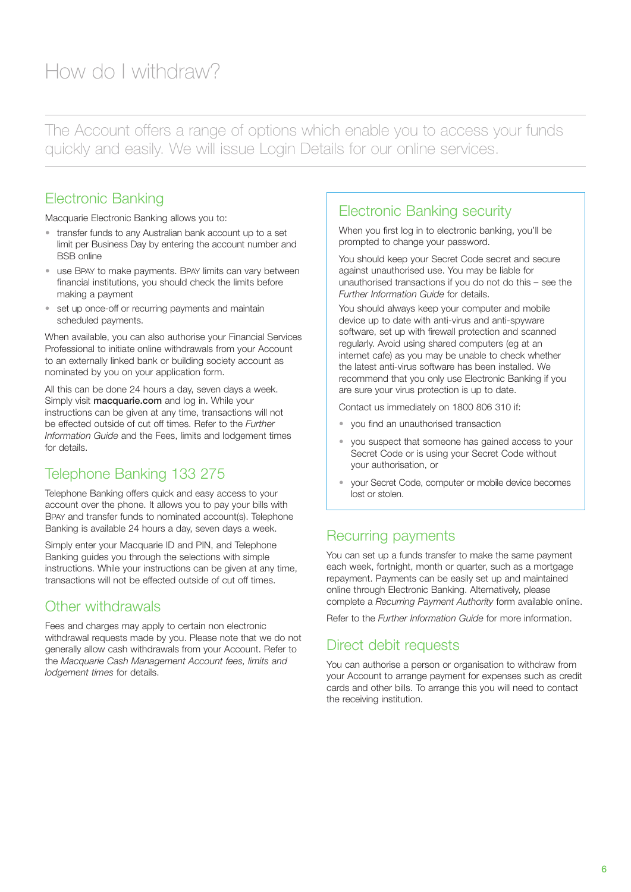# How do I withdraw?

The Account offers a range of options which enable you to access your funds quickly and easily. We will issue Login Details for our online services.

## Electronic Banking

Macquarie Electronic Banking allows you to:

- transfer funds to any Australian bank account up to a set limit per Business Day by entering the account number and BSB online
- use BPAY to make payments. BPAY limits can vary between financial institutions, you should check the limits before making a payment
- set up once-off or recurring payments and maintain scheduled payments.

When available, you can also authorise your Financial Services Professional to initiate online withdrawals from your Account to an externally linked bank or building society account as nominated by you on your application form.

All this can be done 24 hours a day, seven days a week. Simply visit **macquarie.com** and log in. While your instructions can be given at any time, transactions will not be effected outside of cut off times. Refer to the *Further Information Guide* and the Fees, limits and lodgement times for details.

## Telephone Banking 133 275

Telephone Banking offers quick and easy access to your account over the phone. It allows you to pay your bills with BPAY and transfer funds to nominated account(s). Telephone Banking is available 24 hours a day, seven days a week.

Simply enter your Macquarie ID and PIN, and Telephone Banking guides you through the selections with simple instructions. While your instructions can be given at any time, transactions will not be effected outside of cut off times.

## Other withdrawals

Fees and charges may apply to certain non electronic withdrawal requests made by you. Please note that we do not generally allow cash withdrawals from your Account. Refer to the *Macquarie Cash Management Account fees, limits and lodgement times* for details.

## Electronic Banking security

When you first log in to electronic banking, you'll be prompted to change your password.

You should keep your Secret Code secret and secure against unauthorised use. You may be liable for unauthorised transactions if you do not do this – see the *Further Information Guide* for details.

You should always keep your computer and mobile device up to date with anti-virus and anti-spyware software, set up with firewall protection and scanned regularly. Avoid using shared computers (eg at an internet cafe) as you may be unable to check whether the latest anti-virus software has been installed. We recommend that you only use Electronic Banking if you are sure your virus protection is up to date.

Contact us immediately on 1800 806 310 if:

- you find an unauthorised transaction
- you suspect that someone has gained access to your Secret Code or is using your Secret Code without your authorisation, or
- your Secret Code, computer or mobile device becomes lost or stolen.

## Recurring payments

You can set up a funds transfer to make the same payment each week, fortnight, month or quarter, such as a mortgage repayment. Payments can be easily set up and maintained online through Electronic Banking. Alternatively, please complete a *Recurring Payment Authority* form available online.

Refer to the *Further Information Guide* for more information.

## Direct debit requests

You can authorise a person or organisation to withdraw from your Account to arrange payment for expenses such as credit cards and other bills. To arrange this you will need to contact the receiving institution.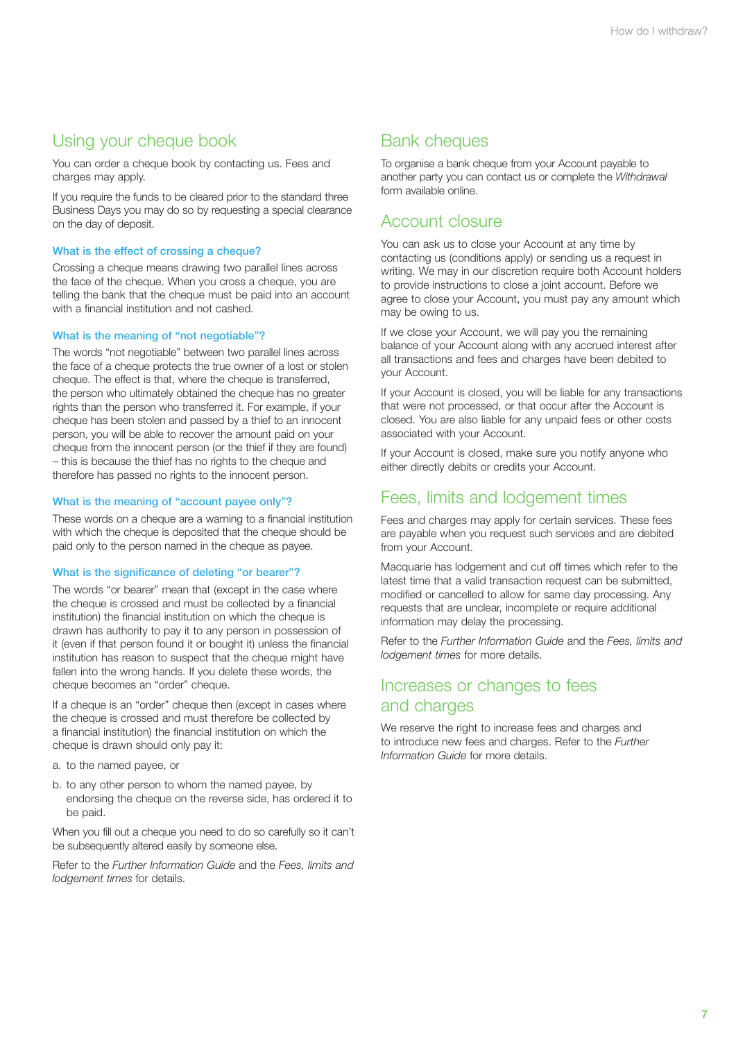## Using your cheque book

You can order a cheque book by contacting us. Fees and charges may apply.

If you require the funds to be cleared prior to the standard three Business Days you may do so by requesting a special clearance on the day of deposit.

### What is the effect of crossing a cheque?

Crossing a cheque means drawing two parallel lines across the face of the cheque. When you cross a cheque, you are telling the bank that the cheque must be paid into an account with a financial institution and not cashed.

### What is the meaning of "not negotiable"?

The words "not negotiable" between two parallel lines across the face of a cheque protects the true owner of a lost or stolen cheque. The effect is that, where the cheque is transferred, the person who ultimately obtained the cheque has no greater rights than the person who transferred it. For example, if your cheque has been stolen and passed by a thief to an innocent person, you will be able to recover the amount paid on your cheque from the innocent person (or the thief if they are found) – this is because the thief has no rights to the cheque and therefore has passed no rights to the innocent person.

### What is the meaning of "account payee only"?

These words on a cheque are a warning to a financial institution with which the cheque is deposited that the cheque should be paid only to the person named in the cheque as payee.

### What is the significance of deleting "or bearer"?

The words "or bearer" mean that (except in the case where the cheque is crossed and must be collected by a financial institution) the financial institution on which the cheque is drawn has authority to pay it to any person in possession of it (even if that person found it or bought it) unless the financial institution has reason to suspect that the cheque might have fallen into the wrong hands. If you delete these words, the cheque becomes an "order" cheque.

If a cheque is an "order" cheque then (except in cases where the cheque is crossed and must therefore be collected by a financial institution) the financial institution on which the cheque is drawn should only pay it:

a. to the named payee, or

b. to any other person to whom the named payee, by endorsing the cheque on the reverse side, has ordered it to be paid.

When you fill out a cheque you need to do so carefully so it can't be subsequently altered easily by someone else.

Refer to the *Further Information Guide* and the *Fees, limits and lodgement times* for details.

## Bank cheques

To organise a bank cheque from your Account payable to another party you can contact us or complete the *Withdrawal* form available online.

## Account closure

You can ask us to close your Account at any time by contacting us (conditions apply) or sending us a request in writing. We may in our discretion require both Account holders to provide instructions to close a joint account. Before we agree to close your Account, you must pay any amount which may be owing to us.

If we close your Account, we will pay you the remaining balance of your Account along with any accrued interest after all transactions and fees and charges have been debited to your Account.

If your Account is closed, you will be liable for any transactions that were not processed, or that occur after the Account is closed. You are also liable for any unpaid fees or other costs associated with your Account.

If your Account is closed, make sure you notify anyone who either directly debits or credits your Account.

## Fees, limits and lodgement times

Fees and charges may apply for certain services. These fees are payable when you request such services and are debited from your Account.

Macquarie has lodgement and cut off times which refer to the latest time that a valid transaction request can be submitted, modified or cancelled to allow for same day processing. Any requests that are unclear, incomplete or require additional information may delay the processing.

Refer to the *Further Information Guide* and the *Fees, limits and lodgement times* for more details.

## Increases or changes to fees and charges

We reserve the right to increase fees and charges and to introduce new fees and charges. Refer to the *Further Information Guide* for more details.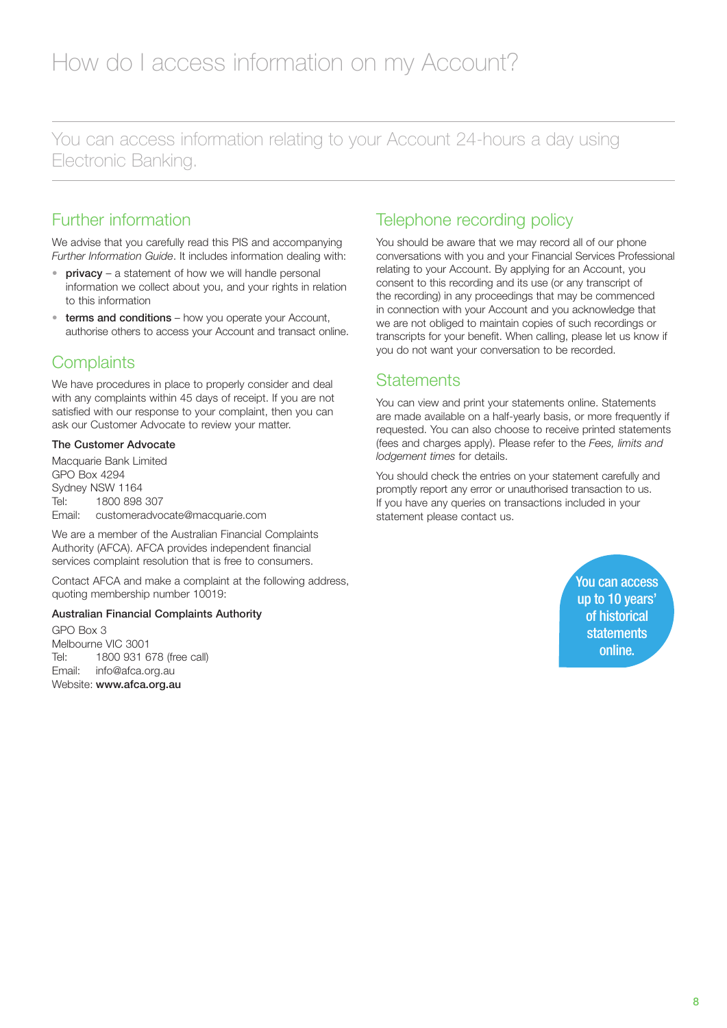# How do I access information on my Account?

You can access information relating to your Account 24-hours a day using Electronic Banking.

## Further information

We advise that you carefully read this PIS and accompanying *Further Information Guide*. It includes information dealing with:

- **privacy** – a statement of how we will handle personal information we collect about you, and your rights in relation to this information
- **terms and conditions** – how you operate your Account, authorise others to access your Account and transact online.

## Complaints

We have procedures in place to properly consider and deal with any complaints within 45 days of receipt. If you are not satisfied with our response to your complaint, then you can ask our Customer Advocate to review your matter.

**The Customer Advocate**

Macquarie Bank Limited
GPO Box 4294
Sydney NSW 1164
Tel: 1800 898 307
Email: customeradvocate@macquarie.com

We are a member of the Australian Financial Complaints Authority (AFCA). AFCA provides independent financial services complaint resolution that is free to consumers.

Contact AFCA and make a complaint at the following address, quoting membership number 10019:

**Australian Financial Complaints Authority**

GPO Box 3
Melbourne VIC 3001
Tel: 1800 931 678 (free call)
Email: info@afca.org.au
Website: **www.afca.org.au**

## Telephone recording policy

You should be aware that we may record all of our phone conversations with you and your Financial Services Professional relating to your Account. By applying for an Account, you consent to this recording and its use (or any transcript of the recording) in any proceedings that may be commenced in connection with your Account and you acknowledge that we are not obliged to maintain copies of such recordings or transcripts for your benefit. When calling, please let us know if you do not want your conversation to be recorded.

## Statements

You can view and print your statements online. Statements are made available on a half-yearly basis, or more frequently if requested. You can also choose to receive printed statements (fees and charges apply). Please refer to the *Fees, limits and lodgement times* for details.

You should check the entries on your statement carefully and promptly report any error or unauthorised transaction to us. If you have any queries on transactions included in your statement please contact us.

**You can access up to 10 years' of historical statements online.**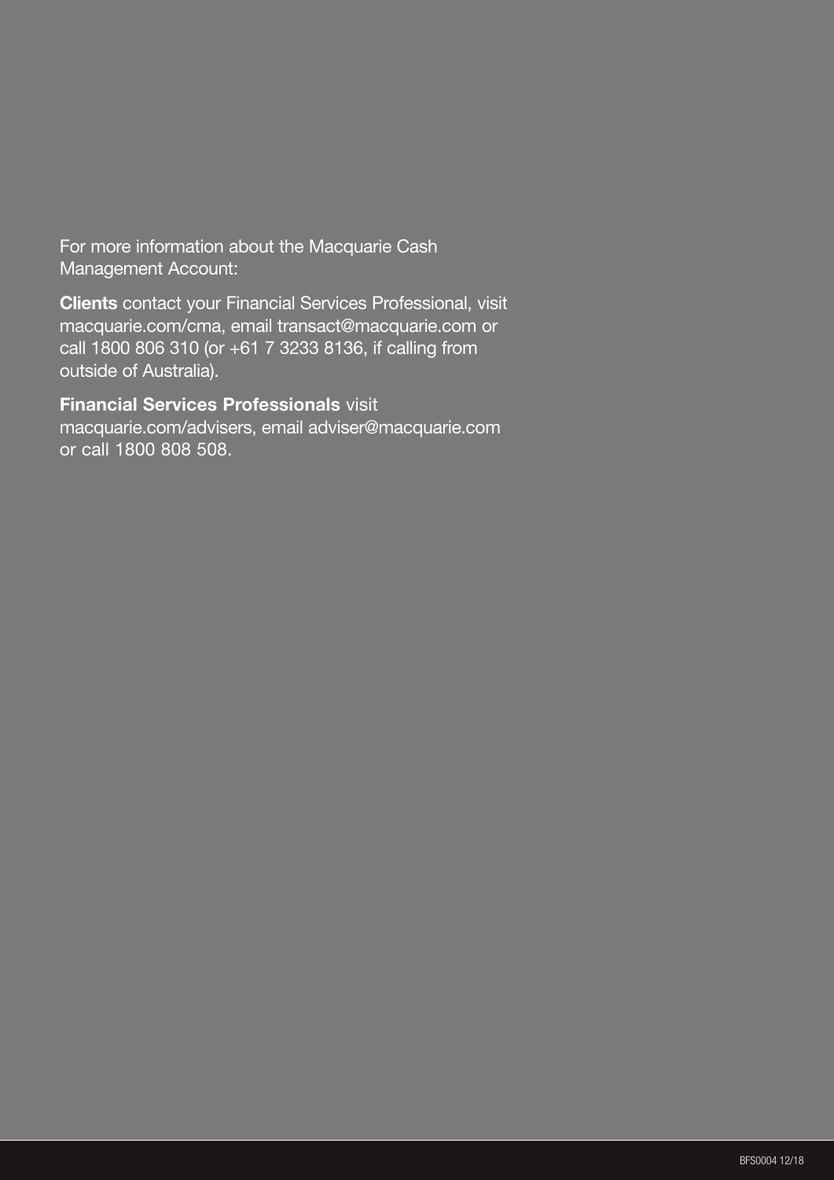For more information about the Macquarie Cash Management Account:

**Clients** contact your Financial Services Professional, visit macquarie.com/cma, email transact@macquarie.com or call 1800 806 310 (or +61 7 3233 8136, if calling from outside of Australia).

**Financial Services Professionals** visit macquarie.com/advisers, email adviser@macquarie.com or call 1800 808 508.

BFS0004 12/18